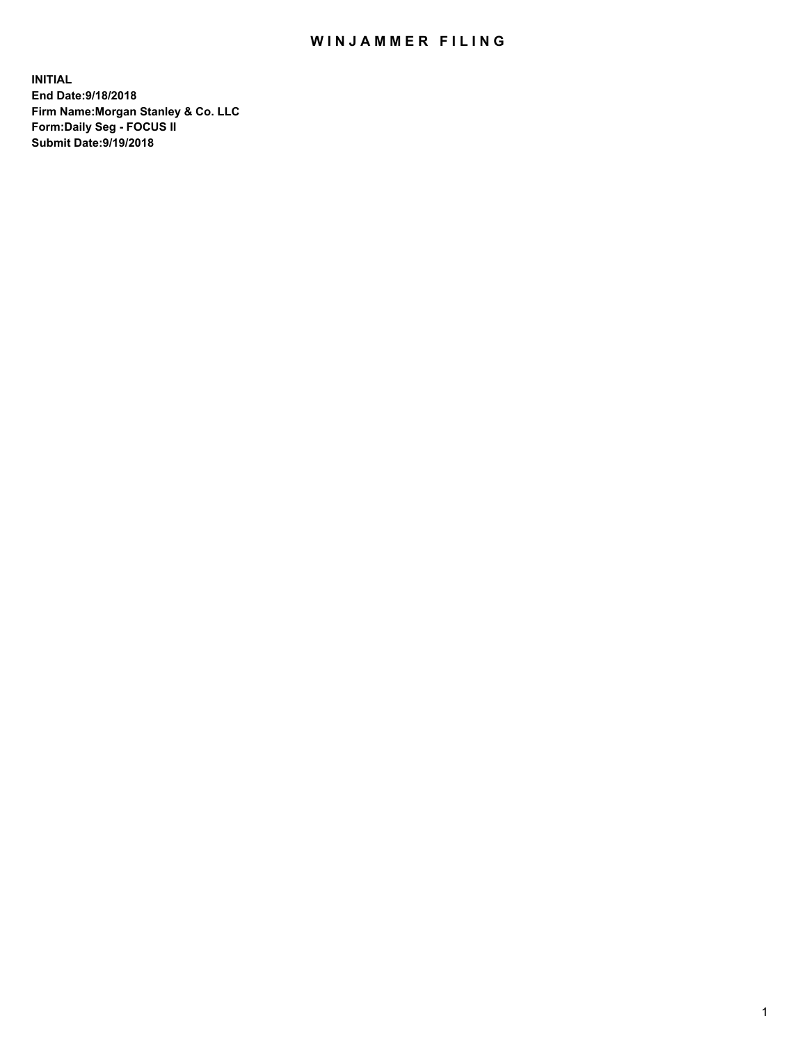# WINJAMMER FILING

**INITIAL**
**End Date:9/18/2018**
**Firm Name:Morgan Stanley & Co. LLC**
**Form:Daily Seg - FOCUS II**
**Submit Date:9/19/2018**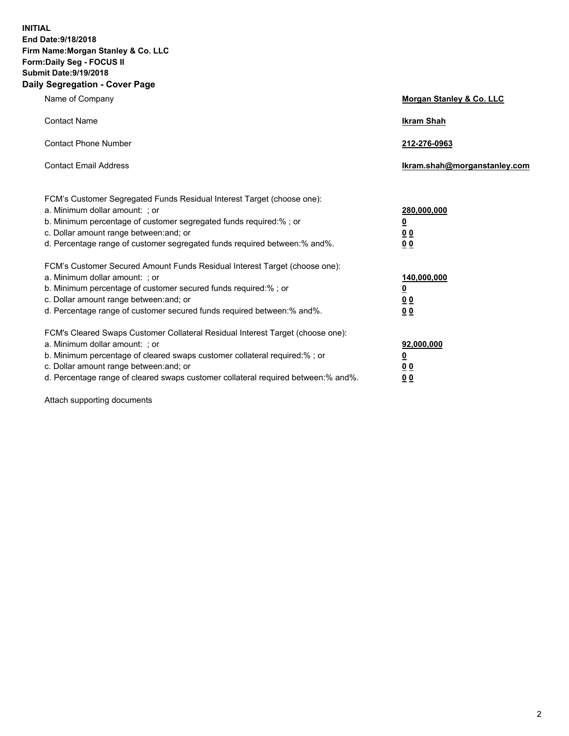**INITIAL**
**End Date:9/18/2018**
**Firm Name:Morgan Stanley & Co. LLC**
**Form:Daily Seg - FOCUS II**
**Submit Date:9/19/2018**

## Daily Segregation - Cover Page

| | |
|---|---|
| Name of Company | **Morgan Stanley & Co. LLC** |
| Contact Name | **Ikram Shah** |
| Contact Phone Number | **212-276-0963** |
| Contact Email Address | **Ikram.shah@morganstanley.com** |

| | |
|---|---|
| FCM's Customer Segregated Funds Residual Interest Target (choose one): | |
| a. Minimum dollar amount: ; or | **280,000,000** |
| b. Minimum percentage of customer segregated funds required:% ; or | **0** |
| c. Dollar amount range between:and; or | **0 0** |
| d. Percentage range of customer segregated funds required between:% and%. | **0 0** |
| FCM's Customer Secured Amount Funds Residual Interest Target (choose one): | |
| a. Minimum dollar amount: ; or | **140,000,000** |
| b. Minimum percentage of customer secured funds required:% ; or | **0** |
| c. Dollar amount range between:and; or | **0 0** |
| d. Percentage range of customer secured funds required between:% and%. | **0 0** |
| FCM's Cleared Swaps Customer Collateral Residual Interest Target (choose one): | |
| a. Minimum dollar amount: ; or | **92,000,000** |
| b. Minimum percentage of cleared swaps customer collateral required:% ; or | **0** |
| c. Dollar amount range between:and; or | **0 0** |
| d. Percentage range of cleared swaps customer collateral required between:% and%. | **0 0** |

Attach supporting documents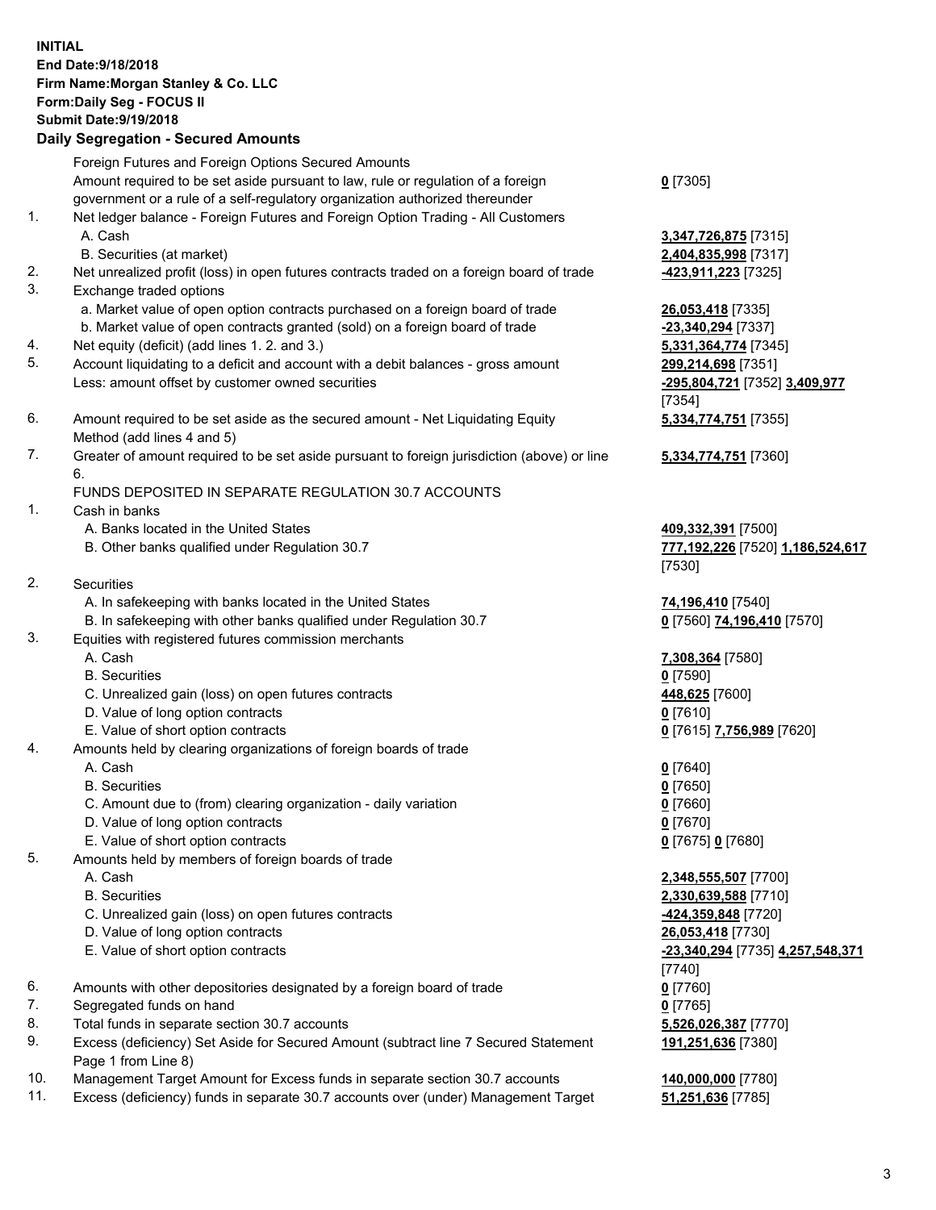**INITIAL**
**End Date:9/18/2018**
**Firm Name:Morgan Stanley & Co. LLC**
**Form:Daily Seg - FOCUS II**
**Submit Date:9/19/2018**

## Daily Segregation - Secured Amounts

| | | |
|---|---|---|
| | Foreign Futures and Foreign Options Secured Amounts | |
| | Amount required to be set aside pursuant to law, rule or regulation of a foreign government or a rule of a self-regulatory organization authorized thereunder | **0** [7305] |
| 1. | Net ledger balance - Foreign Futures and Foreign Option Trading - All Customers | |
| | A. Cash | **3,347,726,875** [7315] |
| | B. Securities (at market) | **2,404,835,998** [7317] |
| 2. | Net unrealized profit (loss) in open futures contracts traded on a foreign board of trade | **-423,911,223** [7325] |
| 3. | Exchange traded options | |
| | a. Market value of open option contracts purchased on a foreign board of trade | **26,053,418** [7335] |
| | b. Market value of open contracts granted (sold) on a foreign board of trade | **-23,340,294** [7337] |
| 4. | Net equity (deficit) (add lines 1. 2. and 3.) | **5,331,364,774** [7345] |
| 5. | Account liquidating to a deficit and account with a debit balances - gross amount | **299,214,698** [7351] |
| | Less: amount offset by customer owned securities | **-295,804,721** [7352] **3,409,977** [7354] |
| 6. | Amount required to be set aside as the secured amount - Net Liquidating Equity Method (add lines 4 and 5) | **5,334,774,751** [7355] |
| 7. | Greater of amount required to be set aside pursuant to foreign jurisdiction (above) or line 6. | **5,334,774,751** [7360] |
| | FUNDS DEPOSITED IN SEPARATE REGULATION 30.7 ACCOUNTS | |
| 1. | Cash in banks | |
| | A. Banks located in the United States | **409,332,391** [7500] |
| | B. Other banks qualified under Regulation 30.7 | **777,192,226** [7520] **1,186,524,617** [7530] |
| 2. | Securities | |
| | A. In safekeeping with banks located in the United States | **74,196,410** [7540] |
| | B. In safekeeping with other banks qualified under Regulation 30.7 | **0** [7560] **74,196,410** [7570] |
| 3. | Equities with registered futures commission merchants | |
| | A. Cash | **7,308,364** [7580] |
| | B. Securities | **0** [7590] |
| | C. Unrealized gain (loss) on open futures contracts | **448,625** [7600] |
| | D. Value of long option contracts | **0** [7610] |
| | E. Value of short option contracts | **0** [7615] **7,756,989** [7620] |
| 4. | Amounts held by clearing organizations of foreign boards of trade | |
| | A. Cash | **0** [7640] |
| | B. Securities | **0** [7650] |
| | C. Amount due to (from) clearing organization - daily variation | **0** [7660] |
| | D. Value of long option contracts | **0** [7670] |
| | E. Value of short option contracts | **0** [7675] **0** [7680] |
| 5. | Amounts held by members of foreign boards of trade | |
| | A. Cash | **2,348,555,507** [7700] |
| | B. Securities | **2,330,639,588** [7710] |
| | C. Unrealized gain (loss) on open futures contracts | **-424,359,848** [7720] |
| | D. Value of long option contracts | **26,053,418** [7730] |
| | E. Value of short option contracts | **-23,340,294** [7735] **4,257,548,371** [7740] |
| 6. | Amounts with other depositories designated by a foreign board of trade | **0** [7760] |
| 7. | Segregated funds on hand | **0** [7765] |
| 8. | Total funds in separate section 30.7 accounts | **5,526,026,387** [7770] |
| 9. | Excess (deficiency) Set Aside for Secured Amount (subtract line 7 Secured Statement Page 1 from Line 8) | **191,251,636** [7380] |
| 10. | Management Target Amount for Excess funds in separate section 30.7 accounts | **140,000,000** [7780] |
| 11. | Excess (deficiency) funds in separate 30.7 accounts over (under) Management Target | **51,251,636** [7785] |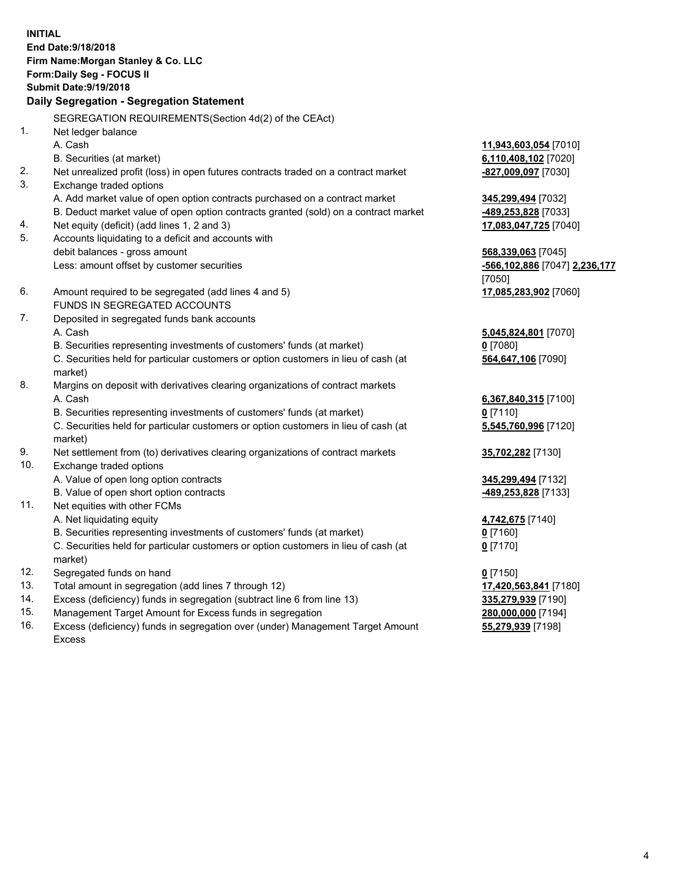**INITIAL**
**End Date:9/18/2018**
**Firm Name:Morgan Stanley & Co. LLC**
**Form:Daily Seg - FOCUS II**
**Submit Date:9/19/2018**

### Daily Segregation - Segregation Statement

SEGREGATION REQUIREMENTS(Section 4d(2) of the CEAct)

| | | |
|---|---|---|
| 1. | Net ledger balance | |
| | A. Cash | **11,943,603,054** [7010] |
| | B. Securities (at market) | **6,110,408,102** [7020] |
| 2. | Net unrealized profit (loss) in open futures contracts traded on a contract market | **-827,009,097** [7030] |
| 3. | Exchange traded options | |
| | A. Add market value of open option contracts purchased on a contract market | **345,299,494** [7032] |
| | B. Deduct market value of open option contracts granted (sold) on a contract market | **-489,253,828** [7033] |
| 4. | Net equity (deficit) (add lines 1, 2 and 3) | **17,083,047,725** [7040] |
| 5. | Accounts liquidating to a deficit and accounts with debit balances - gross amount | **568,339,063** [7045] |
| | Less: amount offset by customer securities | **-566,102,886** [7047] **2,236,177** [7050] |
| 6. | Amount required to be segregated (add lines 4 and 5) | **17,085,283,902** [7060] |
| | FUNDS IN SEGREGATED ACCOUNTS | |
| 7. | Deposited in segregated funds bank accounts | |
| | A. Cash | **5,045,824,801** [7070] |
| | B. Securities representing investments of customers' funds (at market) | **0** [7080] |
| | C. Securities held for particular customers or option customers in lieu of cash (at market) | **564,647,106** [7090] |
| 8. | Margins on deposit with derivatives clearing organizations of contract markets | |
| | A. Cash | **6,367,840,315** [7100] |
| | B. Securities representing investments of customers' funds (at market) | **0** [7110] |
| | C. Securities held for particular customers or option customers in lieu of cash (at market) | **5,545,760,996** [7120] |
| 9. | Net settlement from (to) derivatives clearing organizations of contract markets | **35,702,282** [7130] |
| 10. | Exchange traded options | |
| | A. Value of open long option contracts | **345,299,494** [7132] |
| | B. Value of open short option contracts | **-489,253,828** [7133] |
| 11. | Net equities with other FCMs | |
| | A. Net liquidating equity | **4,742,675** [7140] |
| | B. Securities representing investments of customers' funds (at market) | **0** [7160] |
| | C. Securities held for particular customers or option customers in lieu of cash (at market) | **0** [7170] |
| 12. | Segregated funds on hand | **0** [7150] |
| 13. | Total amount in segregation (add lines 7 through 12) | **17,420,563,841** [7180] |
| 14. | Excess (deficiency) funds in segregation (subtract line 6 from line 13) | **335,279,939** [7190] |
| 15. | Management Target Amount for Excess funds in segregation | **280,000,000** [7194] |
| 16. | Excess (deficiency) funds in segregation over (under) Management Target Amount Excess | **55,279,939** [7198] |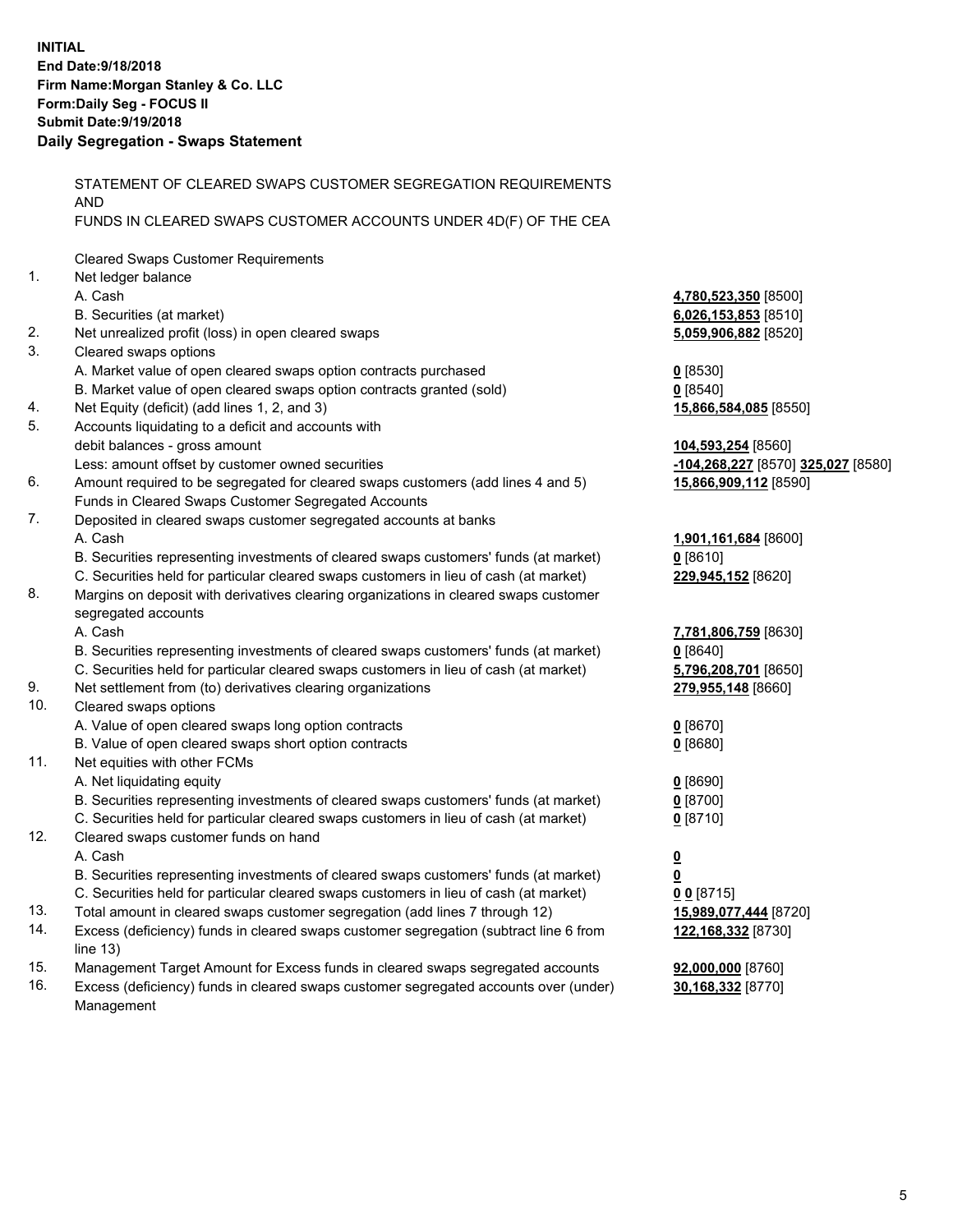**INITIAL**
**End Date:9/18/2018**
**Firm Name:Morgan Stanley & Co. LLC**
**Form:Daily Seg - FOCUS II**
**Submit Date:9/19/2018**
**Daily Segregation - Swaps Statement**

STATEMENT OF CLEARED SWAPS CUSTOMER SEGREGATION REQUIREMENTS AND FUNDS IN CLEARED SWAPS CUSTOMER ACCOUNTS UNDER 4D(F) OF THE CEA

| | | |
|---|---|---|
| | Cleared Swaps Customer Requirements | |
| 1. | Net ledger balance | |
| | A. Cash | **4,780,523,350** [8500] |
| | B. Securities (at market) | **6,026,153,853** [8510] |
| 2. | Net unrealized profit (loss) in open cleared swaps | **5,059,906,882** [8520] |
| 3. | Cleared swaps options | |
| | A. Market value of open cleared swaps option contracts purchased | **0** [8530] |
| | B. Market value of open cleared swaps option contracts granted (sold) | **0** [8540] |
| 4. | Net Equity (deficit) (add lines 1, 2, and 3) | **15,866,584,085** [8550] |
| 5. | Accounts liquidating to a deficit and accounts with debit balances - gross amount | **104,593,254** [8560] |
| | Less: amount offset by customer owned securities | **-104,268,227** [8570] **325,027** [8580] |
| 6. | Amount required to be segregated for cleared swaps customers (add lines 4 and 5) | **15,866,909,112** [8590] |
| | Funds in Cleared Swaps Customer Segregated Accounts | |
| 7. | Deposited in cleared swaps customer segregated accounts at banks | |
| | A. Cash | **1,901,161,684** [8600] |
| | B. Securities representing investments of cleared swaps customers' funds (at market) | **0** [8610] |
| | C. Securities held for particular cleared swaps customers in lieu of cash (at market) | **229,945,152** [8620] |
| 8. | Margins on deposit with derivatives clearing organizations in cleared swaps customer segregated accounts | |
| | A. Cash | **7,781,806,759** [8630] |
| | B. Securities representing investments of cleared swaps customers' funds (at market) | **0** [8640] |
| | C. Securities held for particular cleared swaps customers in lieu of cash (at market) | **5,796,208,701** [8650] |
| 9. | Net settlement from (to) derivatives clearing organizations | **279,955,148** [8660] |
| 10. | Cleared swaps options | |
| | A. Value of open cleared swaps long option contracts | **0** [8670] |
| | B. Value of open cleared swaps short option contracts | **0** [8680] |
| 11. | Net equities with other FCMs | |
| | A. Net liquidating equity | **0** [8690] |
| | B. Securities representing investments of cleared swaps customers' funds (at market) | **0** [8700] |
| | C. Securities held for particular cleared swaps customers in lieu of cash (at market) | **0** [8710] |
| 12. | Cleared swaps customer funds on hand | |
| | A. Cash | **0** |
| | B. Securities representing investments of cleared swaps customers' funds (at market) | **0** |
| | C. Securities held for particular cleared swaps customers in lieu of cash (at market) | **0** **0** [8715] |
| 13. | Total amount in cleared swaps customer segregation (add lines 7 through 12) | **15,989,077,444** [8720] |
| 14. | Excess (deficiency) funds in cleared swaps customer segregation (subtract line 6 from line 13) | **122,168,332** [8730] |
| 15. | Management Target Amount for Excess funds in cleared swaps segregated accounts | **92,000,000** [8760] |
| 16. | Excess (deficiency) funds in cleared swaps customer segregated accounts over (under) Management | **30,168,332** [8770] |